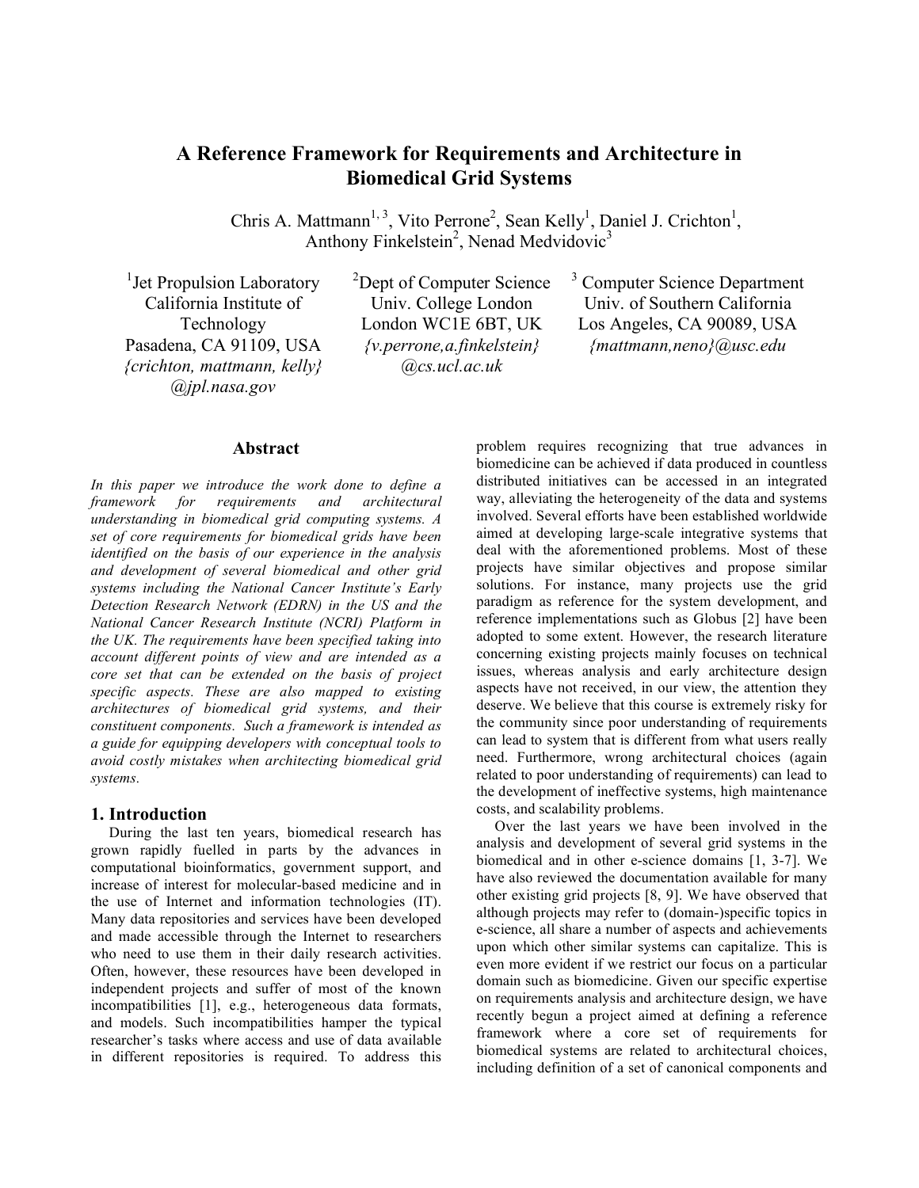# A Reference Framework for Requirements and Architecture in Biomedical Grid Systems

Chris A. Mattmann[1, 3], Vito Perrone[2], Sean Kelly[1], Daniel J. Crichton[1], Anthony Finkelstein[2], Nenad Medvidovic[3]

[1]Jet Propulsion Laboratory
California Institute of Technology
Pasadena, CA 91109, USA
*{crichton, mattmann, kelly}@jpl.nasa.gov*

[2]Dept of Computer Science
Univ. College London
London WC1E 6BT, UK
*{v.perrone,a.finkelstein}@cs.ucl.ac.uk*

[3] Computer Science Department
Univ. of Southern California
Los Angeles, CA 90089, USA
*{mattmann,neno}@usc.edu*

## Abstract

*In this paper we introduce the work done to define a framework for requirements and architectural understanding in biomedical grid computing systems. A set of core requirements for biomedical grids have been identified on the basis of our experience in the analysis and development of several biomedical and other grid systems including the National Cancer Institute's Early Detection Research Network (EDRN) in the US and the National Cancer Research Institute (NCRI) Platform in the UK. The requirements have been specified taking into account different points of view and are intended as a core set that can be extended on the basis of project specific aspects. These are also mapped to existing architectures of biomedical grid systems, and their constituent components. Such a framework is intended as a guide for equipping developers with conceptual tools to avoid costly mistakes when architecting biomedical grid systems.*

## 1. Introduction

During the last ten years, biomedical research has grown rapidly fuelled in parts by the advances in computational bioinformatics, government support, and increase of interest for molecular-based medicine and in the use of Internet and information technologies (IT). Many data repositories and services have been developed and made accessible through the Internet to researchers who need to use them in their daily research activities. Often, however, these resources have been developed in independent projects and suffer of most of the known incompatibilities [1], e.g., heterogeneous data formats, and models. Such incompatibilities hamper the typical researcher's tasks where access and use of data available in different repositories is required. To address this problem requires recognizing that true advances in biomedicine can be achieved if data produced in countless distributed initiatives can be accessed in an integrated way, alleviating the heterogeneity of the data and systems involved. Several efforts have been established worldwide aimed at developing large-scale integrative systems that deal with the aforementioned problems. Most of these projects have similar objectives and propose similar solutions. For instance, many projects use the grid paradigm as reference for the system development, and reference implementations such as Globus [2] have been adopted to some extent. However, the research literature concerning existing projects mainly focuses on technical issues, whereas analysis and early architecture design aspects have not received, in our view, the attention they deserve. We believe that this course is extremely risky for the community since poor understanding of requirements can lead to system that is different from what users really need. Furthermore, wrong architectural choices (again related to poor understanding of requirements) can lead to the development of ineffective systems, high maintenance costs, and scalability problems.

Over the last years we have been involved in the analysis and development of several grid systems in the biomedical and in other e-science domains [1, 3-7]. We have also reviewed the documentation available for many other existing grid projects [8, 9]. We have observed that although projects may refer to (domain-)specific topics in e-science, all share a number of aspects and achievements upon which other similar systems can capitalize. This is even more evident if we restrict our focus on a particular domain such as biomedicine. Given our specific expertise on requirements analysis and architecture design, we have recently begun a project aimed at defining a reference framework where a core set of requirements for biomedical systems are related to architectural choices, including definition of a set of canonical components and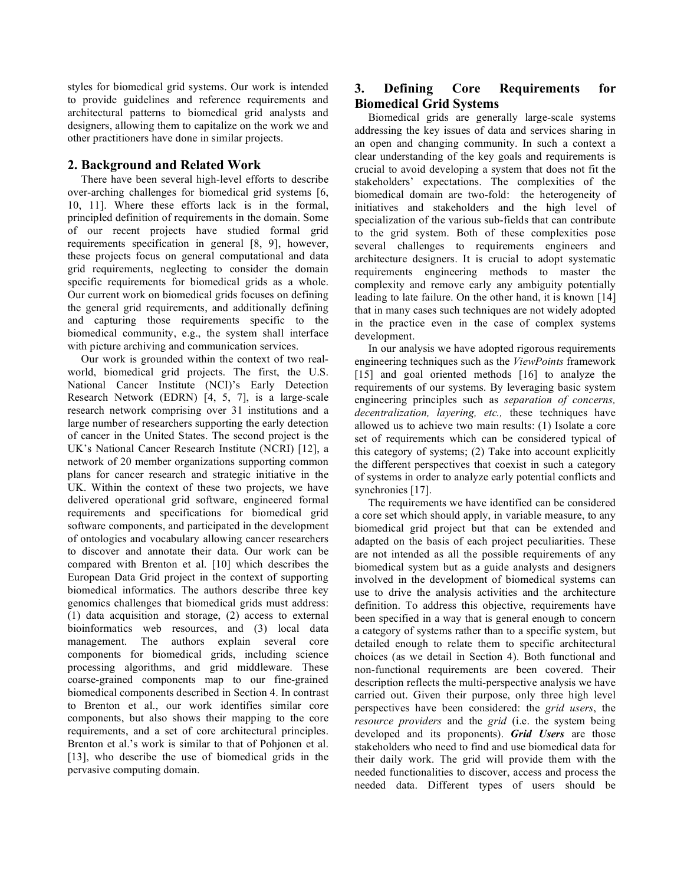styles for biomedical grid systems. Our work is intended to provide guidelines and reference requirements and architectural patterns to biomedical grid analysts and designers, allowing them to capitalize on the work we and other practitioners have done in similar projects.

## 2. Background and Related Work

There have been several high-level efforts to describe over-arching challenges for biomedical grid systems [6, 10, 11]. Where these efforts lack is in the formal, principled definition of requirements in the domain. Some of our recent projects have studied formal grid requirements specification in general [8, 9], however, these projects focus on general computational and data grid requirements, neglecting to consider the domain specific requirements for biomedical grids as a whole. Our current work on biomedical grids focuses on defining the general grid requirements, and additionally defining and capturing those requirements specific to the biomedical community, e.g., the system shall interface with picture archiving and communication services.

Our work is grounded within the context of two real-world, biomedical grid projects. The first, the U.S. National Cancer Institute (NCI)'s Early Detection Research Network (EDRN) [4, 5, 7], is a large-scale research network comprising over 31 institutions and a large number of researchers supporting the early detection of cancer in the United States. The second project is the UK's National Cancer Research Institute (NCRI) [12], a network of 20 member organizations supporting common plans for cancer research and strategic initiative in the UK. Within the context of these two projects, we have delivered operational grid software, engineered formal requirements and specifications for biomedical grid software components, and participated in the development of ontologies and vocabulary allowing cancer researchers to discover and annotate their data. Our work can be compared with Brenton et al. [10] which describes the European Data Grid project in the context of supporting biomedical informatics. The authors describe three key genomics challenges that biomedical grids must address: (1) data acquisition and storage, (2) access to external bioinformatics web resources, and (3) local data management. The authors explain several core components for biomedical grids, including science processing algorithms, and grid middleware. These coarse-grained components map to our fine-grained biomedical components described in Section 4. In contrast to Brenton et al., our work identifies similar core components, but also shows their mapping to the core requirements, and a set of core architectural principles. Brenton et al.'s work is similar to that of Pohjonen et al. [13], who describe the use of biomedical grids in the pervasive computing domain.

## 3. Defining Core Requirements for Biomedical Grid Systems

Biomedical grids are generally large-scale systems addressing the key issues of data and services sharing in an open and changing community. In such a context a clear understanding of the key goals and requirements is crucial to avoid developing a system that does not fit the stakeholders' expectations. The complexities of the biomedical domain are two-fold: the heterogeneity of initiatives and stakeholders and the high level of specialization of the various sub-fields that can contribute to the grid system. Both of these complexities pose several challenges to requirements engineers and architecture designers. It is crucial to adopt systematic requirements engineering methods to master the complexity and remove early any ambiguity potentially leading to late failure. On the other hand, it is known [14] that in many cases such techniques are not widely adopted in the practice even in the case of complex systems development.

In our analysis we have adopted rigorous requirements engineering techniques such as the *ViewPoints* framework [15] and goal oriented methods [16] to analyze the requirements of our systems. By leveraging basic system engineering principles such as *separation of concerns, decentralization, layering, etc.,* these techniques have allowed us to achieve two main results: (1) Isolate a core set of requirements which can be considered typical of this category of systems; (2) Take into account explicitly the different perspectives that coexist in such a category of systems in order to analyze early potential conflicts and synchronies [17].

The requirements we have identified can be considered a core set which should apply, in variable measure, to any biomedical grid project but that can be extended and adapted on the basis of each project peculiarities. These are not intended as all the possible requirements of any biomedical system but as a guide analysts and designers involved in the development of biomedical systems can use to drive the analysis activities and the architecture definition. To address this objective, requirements have been specified in a way that is general enough to concern a category of systems rather than to a specific system, but detailed enough to relate them to specific architectural choices (as we detail in Section 4). Both functional and non-functional requirements are been covered. Their description reflects the multi-perspective analysis we have carried out. Given their purpose, only three high level perspectives have been considered: the *grid users*, the *resource providers* and the *grid* (i.e. the system being developed and its proponents). ***Grid Users*** are those stakeholders who need to find and use biomedical data for their daily work. The grid will provide them with the needed functionalities to discover, access and process the needed data. Different types of users should be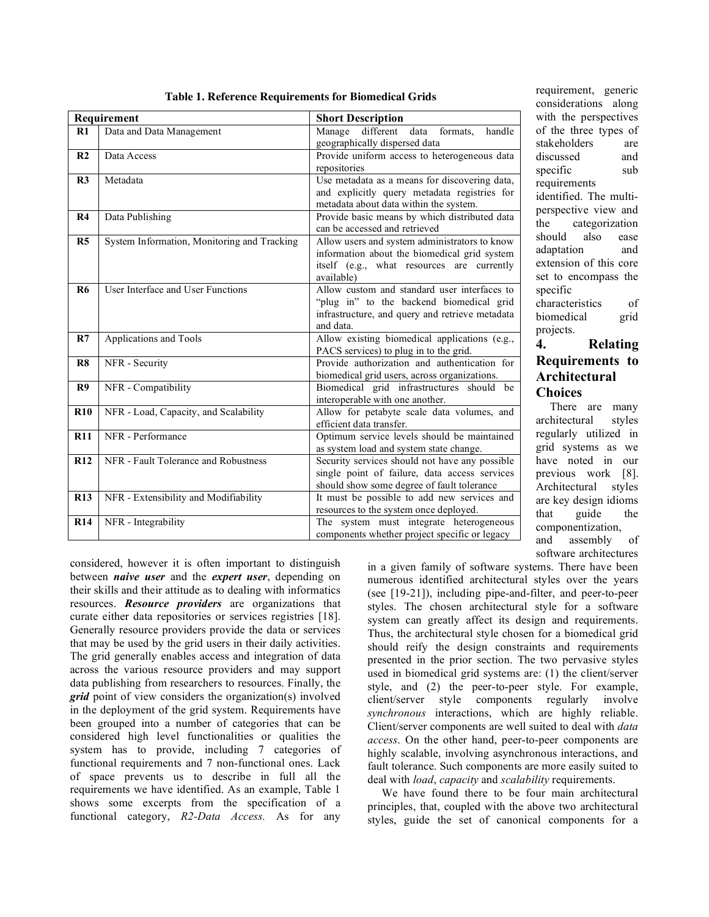**Table 1. Reference Requirements for Biomedical Grids**

| Requirement | | Short Description |
|---|---|---|
| **R1** | Data and Data Management | Manage different data formats, handle geographically dispersed data |
| **R2** | Data Access | Provide uniform access to heterogeneous data repositories |
| **R3** | Metadata | Use metadata as a means for discovering data, and explicitly query metadata registries for metadata about data within the system. |
| **R4** | Data Publishing | Provide basic means by which distributed data can be accessed and retrieved |
| **R5** | System Information, Monitoring and Tracking | Allow users and system administrators to know information about the biomedical grid system itself (e.g., what resources are currently available) |
| **R6** | User Interface and User Functions | Allow custom and standard user interfaces to "plug in" to the backend biomedical grid infrastructure, and query and retrieve metadata and data. |
| **R7** | Applications and Tools | Allow existing biomedical applications (e.g., PACS services) to plug in to the grid. |
| **R8** | NFR - Security | Provide authorization and authentication for biomedical grid users, across organizations. |
| **R9** | NFR - Compatibility | Biomedical grid infrastructures should be interoperable with one another. |
| **R10** | NFR - Load, Capacity, and Scalability | Allow for petabyte scale data volumes, and efficient data transfer. |
| **R11** | NFR - Performance | Optimum service levels should be maintained as system load and system state change. |
| **R12** | NFR - Fault Tolerance and Robustness | Security services should not have any possible single point of failure, data access services should show some degree of fault tolerance |
| **R13** | NFR - Extensibility and Modifiability | It must be possible to add new services and resources to the system once deployed. |
| **R14** | NFR - Integrability | The system must integrate heterogeneous components whether project specific or legacy |

considered, however it is often important to distinguish between ***naive user*** and the ***expert user***, depending on their skills and their attitude as to dealing with informatics resources. ***Resource providers*** are organizations that curate either data repositories or services registries [18]. Generally resource providers provide the data or services that may be used by the grid users in their daily activities. The grid generally enables access and integration of data across the various resource providers and may support data publishing from researchers to resources. Finally, the ***grid*** point of view considers the organization(s) involved in the deployment of the grid system. Requirements have been grouped into a number of categories that can be considered high level functionalities or qualities the system has to provide, including 7 categories of functional requirements and 7 non-functional ones. Lack of space prevents us to describe in full all the requirements we have identified. As an example, Table 1 shows some excerpts from the specification of a functional category, *R2-Data Access.* As for any requirement, generic considerations along with the perspectives of the three types of stakeholders are discussed and specific sub requirements identified. The multi-perspective view and the categorization should also ease adaptation and extension of this core set to encompass the specific characteristics of biomedical grid projects.

## 4. Relating Requirements to Architectural Choices

There are many architectural styles regularly utilized in grid systems as we have noted in our previous work [8]. Architectural styles are key design idioms that guide the componentization, and assembly of software architectures in a given family of software systems. There have been numerous identified architectural styles over the years (see [19-21]), including pipe-and-filter, and peer-to-peer styles. The chosen architectural style for a software system can greatly affect its design and requirements. Thus, the architectural style chosen for a biomedical grid should reify the design constraints and requirements presented in the prior section. The two pervasive styles used in biomedical grid systems are: (1) the client/server style, and (2) the peer-to-peer style. For example, client/server style components regularly involve *synchronous* interactions, which are highly reliable. Client/server components are well suited to deal with *data access*. On the other hand, peer-to-peer components are highly scalable, involving asynchronous interactions, and fault tolerance. Such components are more easily suited to deal with *load*, *capacity* and *scalability* requirements.

We have found there to be four main architectural principles, that, coupled with the above two architectural styles, guide the set of canonical components for a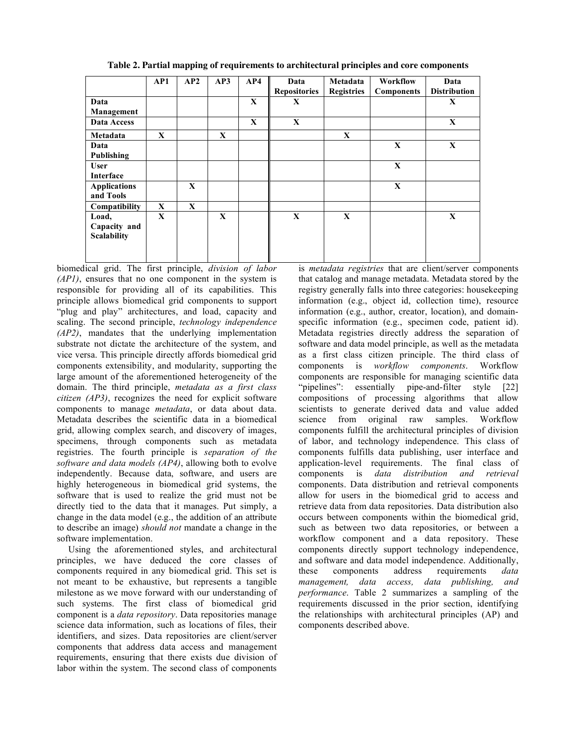**Table 2. Partial mapping of requirements to architectural principles and core components**

| | AP1 | AP2 | AP3 | AP4 | Data Repositories | Metadata Registries | Workflow Components | Data Distribution |
|---|---|---|---|---|---|---|---|---|
| Data Management | | | | X | X | | | X |
| Data Access | | | | X | X | | | X |
| Metadata | X | | X | | | X | | |
| Data Publishing | | | | | | | X | X |
| User Interface | | | | | | | X | |
| Applications and Tools | | X | | | | | X | |
| Compatibility | X | X | | | | | | |
| Load, Capacity and Scalability | X | | X | | X | X | | X |

biomedical grid. The first principle, *division of labor (AP1)*, ensures that no one component in the system is responsible for providing all of its capabilities. This principle allows biomedical grid components to support "plug and play" architectures, and load, capacity and scaling. The second principle, *technology independence (AP2)*, mandates that the underlying implementation substrate not dictate the architecture of the system, and vice versa. This principle directly affords biomedical grid components extensibility, and modularity, supporting the large amount of the aforementioned heterogeneity of the domain. The third principle, *metadata as a first class citizen (AP3)*, recognizes the need for explicit software components to manage *metadata*, or data about data. Metadata describes the scientific data in a biomedical grid, allowing complex search, and discovery of images, specimens, through components such as metadata registries. The fourth principle is *separation of the software and data models (AP4)*, allowing both to evolve independently. Because data, software, and users are highly heterogeneous in biomedical grid systems, the software that is used to realize the grid must not be directly tied to the data that it manages. Put simply, a change in the data model (e.g., the addition of an attribute to describe an image) *should not* mandate a change in the software implementation.

Using the aforementioned styles, and architectural principles, we have deduced the core classes of components required in any biomedical grid. This set is not meant to be exhaustive, but represents a tangible milestone as we move forward with our understanding of such systems. The first class of biomedical grid component is a *data repository*. Data repositories manage science data information, such as locations of files, their identifiers, and sizes. Data repositories are client/server components that address data access and management requirements, ensuring that there exists due division of labor within the system. The second class of components is *metadata registries* that are client/server components that catalog and manage metadata. Metadata stored by the registry generally falls into three categories: housekeeping information (e.g., object id, collection time), resource information (e.g., author, creator, location), and domain-specific information (e.g., specimen code, patient id). Metadata registries directly address the separation of software and data model principle, as well as the metadata as a first class citizen principle. The third class of components is *workflow components*. Workflow components are responsible for managing scientific data "pipelines": essentially pipe-and-filter style [22] compositions of processing algorithms that allow scientists to generate derived data and value added science from original raw samples. Workflow components fulfill the architectural principles of division of labor, and technology independence. This class of components fulfills data publishing, user interface and application-level requirements. The final class of components is *data distribution and retrieval* components. Data distribution and retrieval components allow for users in the biomedical grid to access and retrieve data from data repositories. Data distribution also occurs between components within the biomedical grid, such as between two data repositories, or between a workflow component and a data repository. These components directly support technology independence, and software and data model independence. Additionally, these components address requirements *data management, data access, data publishing, and performance*. Table 2 summarizes a sampling of the requirements discussed in the prior section, identifying the relationships with architectural principles (AP) and components described above.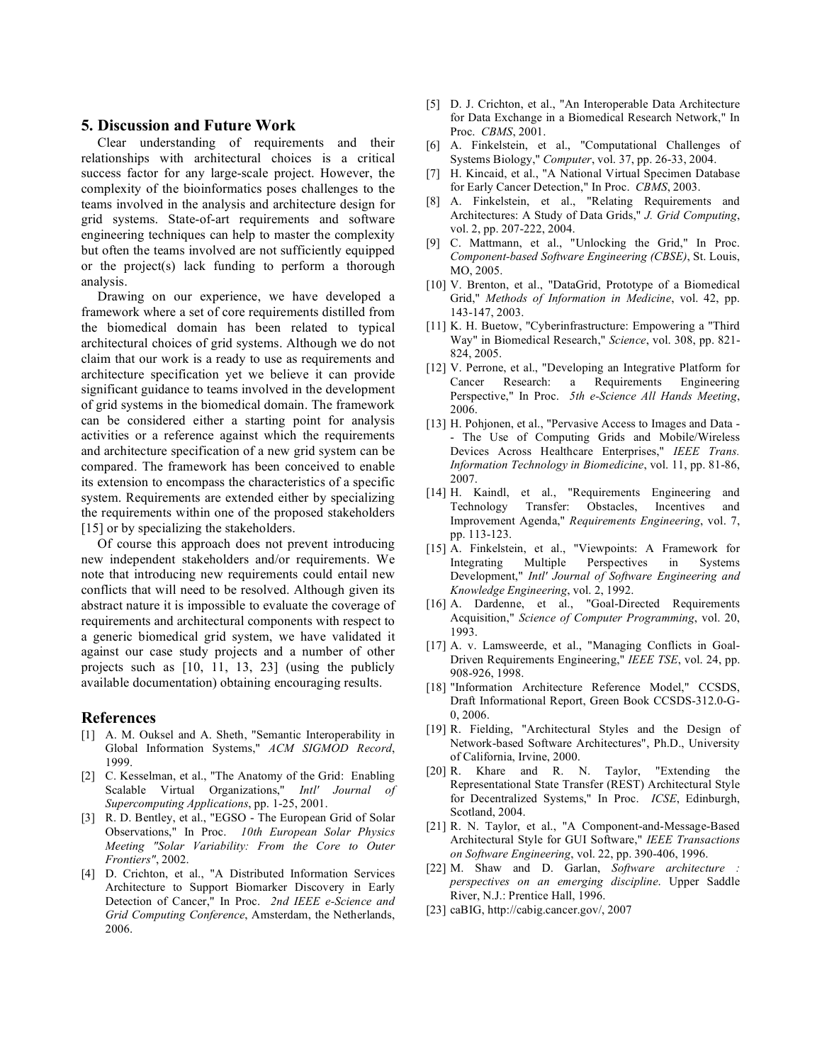## 5. Discussion and Future Work

Clear understanding of requirements and their relationships with architectural choices is a critical success factor for any large-scale project. However, the complexity of the bioinformatics poses challenges to the teams involved in the analysis and architecture design for grid systems. State-of-art requirements and software engineering techniques can help to master the complexity but often the teams involved are not sufficiently equipped or the project(s) lack funding to perform a thorough analysis.

Drawing on our experience, we have developed a framework where a set of core requirements distilled from the biomedical domain has been related to typical architectural choices of grid systems. Although we do not claim that our work is a ready to use as requirements and architecture specification yet we believe it can provide significant guidance to teams involved in the development of grid systems in the biomedical domain. The framework can be considered either a starting point for analysis activities or a reference against which the requirements and architecture specification of a new grid system can be compared. The framework has been conceived to enable its extension to encompass the characteristics of a specific system. Requirements are extended either by specializing the requirements within one of the proposed stakeholders [15] or by specializing the stakeholders.

Of course this approach does not prevent introducing new independent stakeholders and/or requirements. We note that introducing new requirements could entail new conflicts that will need to be resolved. Although given its abstract nature it is impossible to evaluate the coverage of requirements and architectural components with respect to a generic biomedical grid system, we have validated it against our case study projects and a number of other projects such as [10, 11, 13, 23] (using the publicly available documentation) obtaining encouraging results.

## References

[1] A. M. Ouksel and A. Sheth, "Semantic Interoperability in Global Information Systems," *ACM SIGMOD Record*, 1999.

[2] C. Kesselman, et al., "The Anatomy of the Grid: Enabling Scalable Virtual Organizations," *Intl' Journal of Supercomputing Applications*, pp. 1-25, 2001.

[3] R. D. Bentley, et al., "EGSO - The European Grid of Solar Observations," In Proc. *10th European Solar Physics Meeting "Solar Variability: From the Core to Outer Frontiers"*, 2002.

[4] D. Crichton, et al., "A Distributed Information Services Architecture to Support Biomarker Discovery in Early Detection of Cancer," In Proc. *2nd IEEE e-Science and Grid Computing Conference*, Amsterdam, the Netherlands, 2006.

[5] D. J. Crichton, et al., "An Interoperable Data Architecture for Data Exchange in a Biomedical Research Network," In Proc. *CBMS*, 2001.

[6] A. Finkelstein, et al., "Computational Challenges of Systems Biology," *Computer*, vol. 37, pp. 26-33, 2004.

[7] H. Kincaid, et al., "A National Virtual Specimen Database for Early Cancer Detection," In Proc. *CBMS*, 2003.

[8] A. Finkelstein, et al., "Relating Requirements and Architectures: A Study of Data Grids," *J. Grid Computing*, vol. 2, pp. 207-222, 2004.

[9] C. Mattmann, et al., "Unlocking the Grid," In Proc. *Component-based Software Engineering (CBSE)*, St. Louis, MO, 2005.

[10] V. Brenton, et al., "DataGrid, Prototype of a Biomedical Grid," *Methods of Information in Medicine*, vol. 42, pp. 143-147, 2003.

[11] K. H. Buetow, "Cyberinfrastructure: Empowering a "Third Way" in Biomedical Research," *Science*, vol. 308, pp. 821-824, 2005.

[12] V. Perrone, et al., "Developing an Integrative Platform for Cancer Research: a Requirements Engineering Perspective," In Proc. *5th e-Science All Hands Meeting*, 2006.

[13] H. Pohjonen, et al., "Pervasive Access to Images and Data -- The Use of Computing Grids and Mobile/Wireless Devices Across Healthcare Enterprises," *IEEE Trans. Information Technology in Biomedicine*, vol. 11, pp. 81-86, 2007.

[14] H. Kaindl, et al., "Requirements Engineering and Technology Transfer: Obstacles, Incentives and Improvement Agenda," *Requirements Engineering*, vol. 7, pp. 113-123.

[15] A. Finkelstein, et al., "Viewpoints: A Framework for Integrating Multiple Perspectives in Systems Development," *Intl' Journal of Software Engineering and Knowledge Engineering*, vol. 2, 1992.

[16] A. Dardenne, et al., "Goal-Directed Requirements Acquisition," *Science of Computer Programming*, vol. 20, 1993.

[17] A. v. Lamsweerde, et al., "Managing Conflicts in Goal-Driven Requirements Engineering," *IEEE TSE*, vol. 24, pp. 908-926, 1998.

[18] "Information Architecture Reference Model," CCSDS, Draft Informational Report, Green Book CCSDS-312.0-G-0, 2006.

[19] R. Fielding, "Architectural Styles and the Design of Network-based Software Architectures", Ph.D., University of California, Irvine, 2000.

[20] R. Khare and R. N. Taylor, "Extending the Representational State Transfer (REST) Architectural Style for Decentralized Systems," In Proc. *ICSE*, Edinburgh, Scotland, 2004.

[21] R. N. Taylor, et al., "A Component-and-Message-Based Architectural Style for GUI Software," *IEEE Transactions on Software Engineering*, vol. 22, pp. 390-406, 1996.

[22] M. Shaw and D. Garlan, *Software architecture : perspectives on an emerging discipline*. Upper Saddle River, N.J.: Prentice Hall, 1996.

[23] caBIG, http://cabig.cancer.gov/, 2007